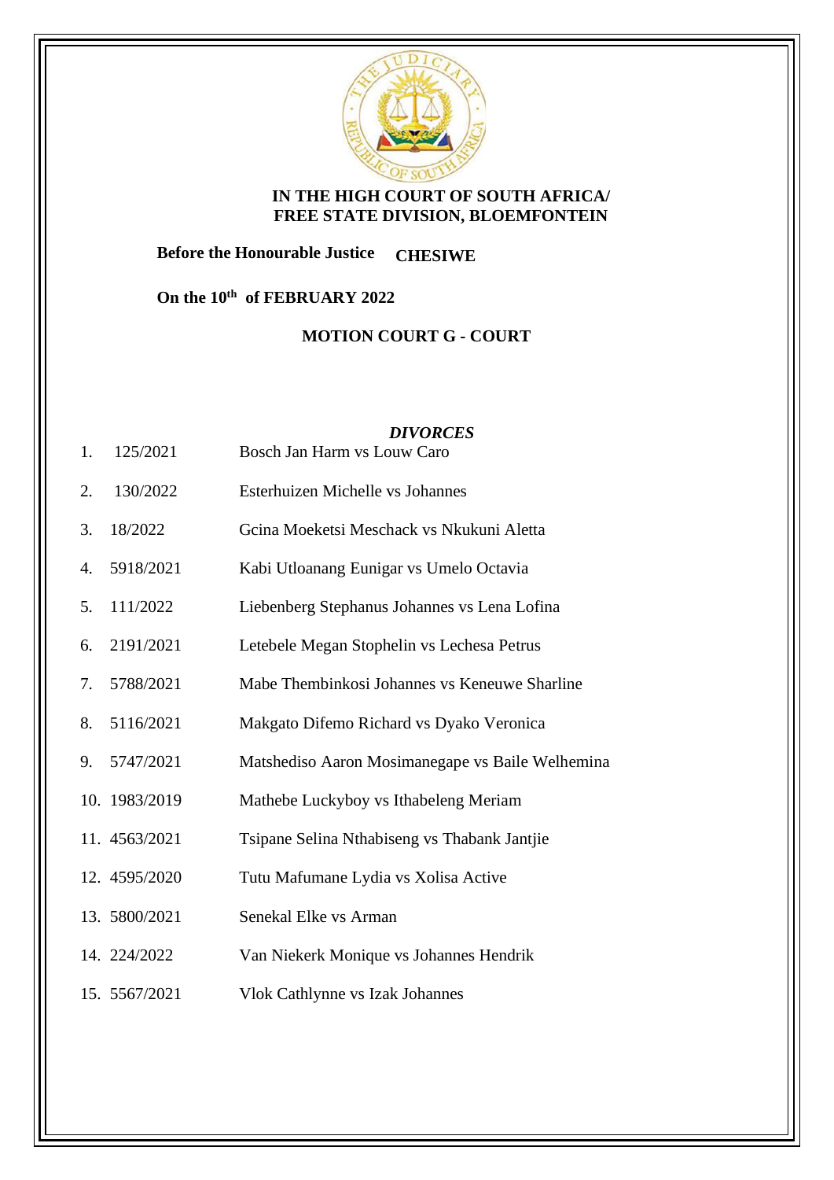**IN THE HIGH COURT OF SOUTH AFRICA/**
**FREE STATE DIVISION, BLOEMFONTEIN**

**Before the Honourable Justice CHESIWE**

**On the 10th of FEBRUARY 2022**

**MOTION COURT G - COURT**

***DIVORCES***

| | | |
|---|---|---|
| 1. | 125/2021 | Bosch Jan Harm vs Louw Caro |
| 2. | 130/2022 | Esterhuizen Michelle vs Johannes |
| 3. | 18/2022 | Gcina Moeketsi Meschack vs Nkukuni Aletta |
| 4. | 5918/2021 | Kabi Utloanang Eunigar vs Umelo Octavia |
| 5. | 111/2022 | Liebenberg Stephanus Johannes vs Lena Lofina |
| 6. | 2191/2021 | Letebele Megan Stophelin vs Lechesa Petrus |
| 7. | 5788/2021 | Mabe Thembinkosi Johannes vs Keneuwe Sharline |
| 8. | 5116/2021 | Makgato Difemo Richard vs Dyako Veronica |
| 9. | 5747/2021 | Matshediso Aaron Mosimanegape vs Baile Welhemina |
| 10. | 1983/2019 | Mathebe Luckyboy vs Ithabeleng Meriam |
| 11. | 4563/2021 | Tsipane Selina Nthabiseng vs Thabank Jantjie |
| 12. | 4595/2020 | Tutu Mafumane Lydia vs Xolisa Active |
| 13. | 5800/2021 | Senekal Elke vs Arman |
| 14. | 224/2022 | Van Niekerk Monique vs Johannes Hendrik |
| 15. | 5567/2021 | Vlok Cathlynne vs Izak Johannes |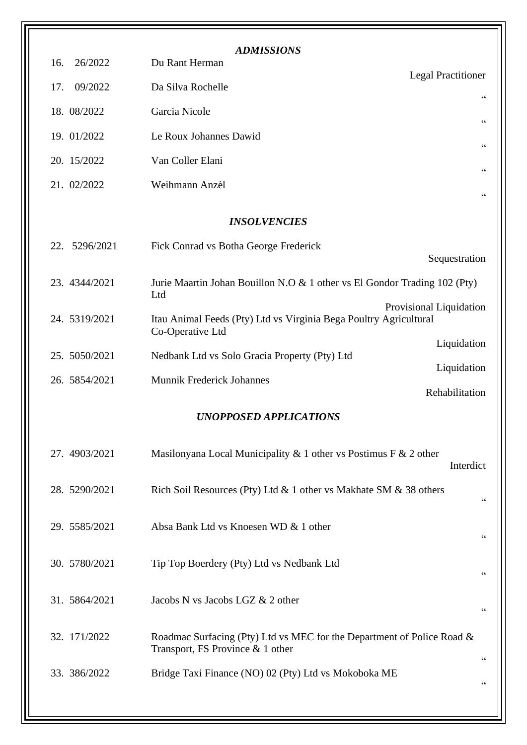### *ADMISSIONS*

| No. | Case No. | Parties | Nature |
|---|---|---|---|
| 16. | 26/2022 | Du Rant Herman | Legal Practitioner |
| 17. | 09/2022 | Da Silva Rochelle | " |
| 18. | 08/2022 | Garcia Nicole | " |
| 19. | 01/2022 | Le Roux Johannes Dawid | " |
| 20. | 15/2022 | Van Coller Elani | " |
| 21. | 02/2022 | Weihmann Anzèl | " |

### *INSOLVENCIES*

| No. | Case No. | Parties | Nature |
|---|---|---|---|
| 22. | 5296/2021 | Fick Conrad vs Botha George Frederick | Sequestration |
| 23. | 4344/2021 | Jurie Maartin Johan Bouillon N.O & 1 other vs El Gondor Trading 102 (Pty) Ltd | Provisional Liquidation |
| 24. | 5319/2021 | Itau Animal Feeds (Pty) Ltd vs Virginia Bega Poultry Agricultural Co-Operative Ltd | Liquidation |
| 25. | 5050/2021 | Nedbank Ltd vs Solo Gracia Property (Pty) Ltd | Liquidation |
| 26. | 5854/2021 | Munnik Frederick Johannes | Rehabilitation |

### *UNOPPOSED APPLICATIONS*

| No. | Case No. | Parties | Nature |
|---|---|---|---|
| 27. | 4903/2021 | Masilonyana Local Municipality & 1 other vs Postimus F & 2 other | Interdict |
| 28. | 5290/2021 | Rich Soil Resources (Pty) Ltd & 1 other vs Makhate SM & 38 others | " |
| 29. | 5585/2021 | Absa Bank Ltd vs Knoesen WD & 1 other | " |
| 30. | 5780/2021 | Tip Top Boerdery (Pty) Ltd vs Nedbank Ltd | " |
| 31. | 5864/2021 | Jacobs N vs Jacobs LGZ & 2 other | " |
| 32. | 171/2022 | Roadmac Surfacing (Pty) Ltd vs MEC for the Department of Police Road & Transport, FS Province & 1 other | " |
| 33. | 386/2022 | Bridge Taxi Finance (NO) 02 (Pty) Ltd vs Mokoboka ME | " |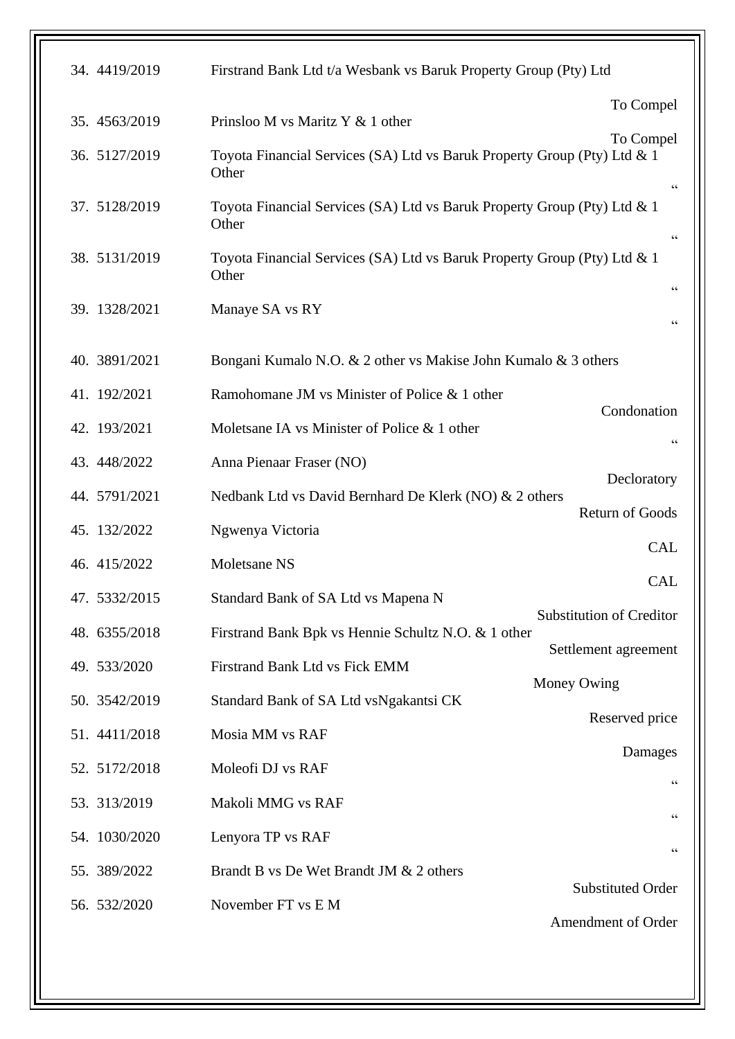| | | |
|---|---|---|
| 34. 4419/2019 | Firstrand Bank Ltd t/a Wesbank vs Baruk Property Group (Pty) Ltd | To Compel |
| 35. 4563/2019 | Prinsloo M vs Maritz Y & 1 other | To Compel |
| 36. 5127/2019 | Toyota Financial Services (SA) Ltd vs Baruk Property Group (Pty) Ltd & 1 Other | “ |
| 37. 5128/2019 | Toyota Financial Services (SA) Ltd vs Baruk Property Group (Pty) Ltd & 1 Other | “ |
| 38. 5131/2019 | Toyota Financial Services (SA) Ltd vs Baruk Property Group (Pty) Ltd & 1 Other | “ |
| 39. 1328/2021 | Manaye SA vs RY | “ |
| 40. 3891/2021 | Bongani Kumalo N.O. & 2 other vs Makise John Kumalo & 3 others | |
| 41. 192/2021 | Ramohomane JM vs Minister of Police & 1 other | Condonation |
| 42. 193/2021 | Moletsane IA vs Minister of Police & 1 other | “ |
| 43. 448/2022 | Anna Pienaar Fraser (NO) | Decloratory |
| 44. 5791/2021 | Nedbank Ltd vs David Bernhard De Klerk (NO) & 2 others | Return of Goods |
| 45. 132/2022 | Ngwenya Victoria | CAL |
| 46. 415/2022 | Moletsane NS | CAL |
| 47. 5332/2015 | Standard Bank of SA Ltd vs Mapena N | Substitution of Creditor |
| 48. 6355/2018 | Firstrand Bank Bpk vs Hennie Schultz N.O. & 1 other | Settlement agreement |
| 49. 533/2020 | Firstrand Bank Ltd vs Fick EMM | Money Owing |
| 50. 3542/2019 | Standard Bank of SA Ltd vsNgakantsi CK | Reserved price |
| 51. 4411/2018 | Mosia MM vs RAF | Damages |
| 52. 5172/2018 | Moleofi DJ vs RAF | “ |
| 53. 313/2019 | Makoli MMG vs RAF | “ |
| 54. 1030/2020 | Lenyora TP vs RAF | “ |
| 55. 389/2022 | Brandt B vs De Wet Brandt JM & 2 others | Substituted Order |
| 56. 532/2020 | November FT vs E M | Amendment of Order |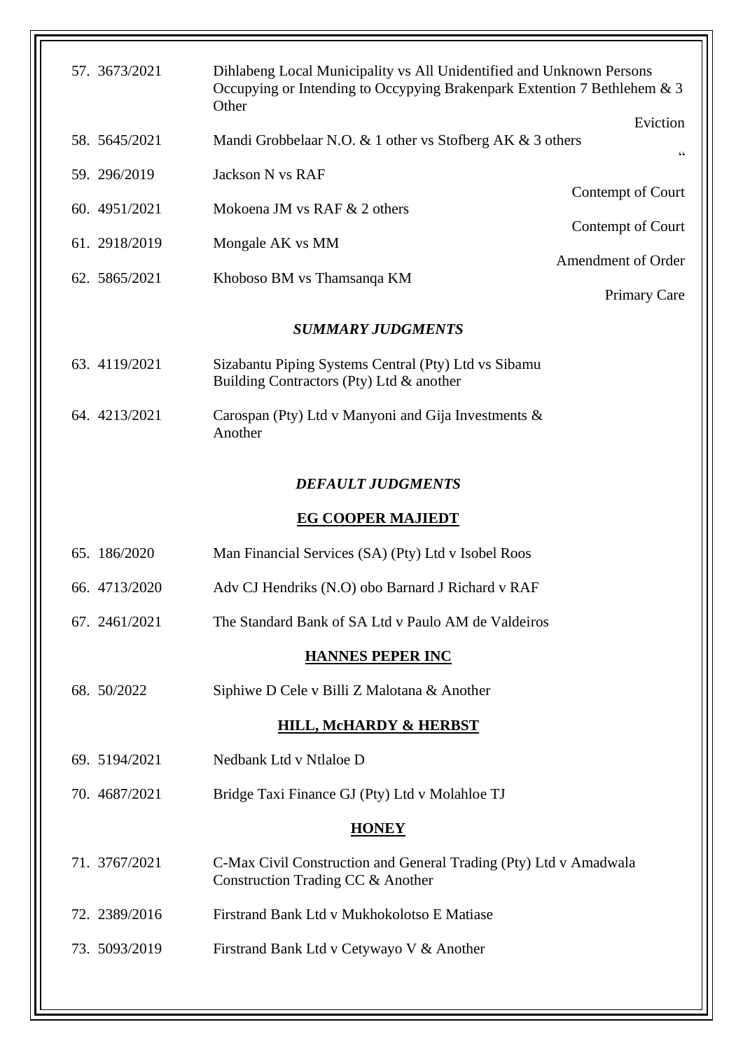| | | |
|---|---|---|
| 57. 3673/2021 | Dihlabeng Local Municipality vs All Unidentified and Unknown Persons Occupying or Intending to Occypying Brakenpark Extention 7 Bethlehem & 3 Other | Eviction |
| 58. 5645/2021 | Mandi Grobbelaar N.O. & 1 other vs Stofberg AK & 3 others | " |
| 59. 296/2019 | Jackson N vs RAF | Contempt of Court |
| 60. 4951/2021 | Mokoena JM vs RAF & 2 others | Contempt of Court |
| 61. 2918/2019 | Mongale AK vs MM | Amendment of Order |
| 62. 5865/2021 | Khoboso BM vs Thamsanqa KM | Primary Care |

***SUMMARY JUDGMENTS***

| | |
|---|---|
| 63. 4119/2021 | Sizabantu Piping Systems Central (Pty) Ltd vs Sibamu Building Contractors (Pty) Ltd & another |
| 64. 4213/2021 | Carospan (Pty) Ltd v Manyoni and Gija Investments & Another |

***DEFAULT JUDGMENTS***

**EG COOPER MAJIEDT**

| | |
|---|---|
| 65. 186/2020 | Man Financial Services (SA) (Pty) Ltd v Isobel Roos |
| 66. 4713/2020 | Adv CJ Hendriks (N.O) obo Barnard J Richard v RAF |
| 67. 2461/2021 | The Standard Bank of SA Ltd v Paulo AM de Valdeiros |

**HANNES PEPER INC**

| | |
|---|---|
| 68. 50/2022 | Siphiwe D Cele v Billi Z Malotana & Another |

**HILL, McHARDY & HERBST**

| | |
|---|---|
| 69. 5194/2021 | Nedbank Ltd v Ntlaloe D |
| 70. 4687/2021 | Bridge Taxi Finance GJ (Pty) Ltd v Molahloe TJ |

**HONEY**

| | |
|---|---|
| 71. 3767/2021 | C-Max Civil Construction and General Trading (Pty) Ltd v Amadwala Construction Trading CC & Another |
| 72. 2389/2016 | Firstrand Bank Ltd v Mukhokolotso E Matiase |
| 73. 5093/2019 | Firstrand Bank Ltd v Cetywayo V & Another |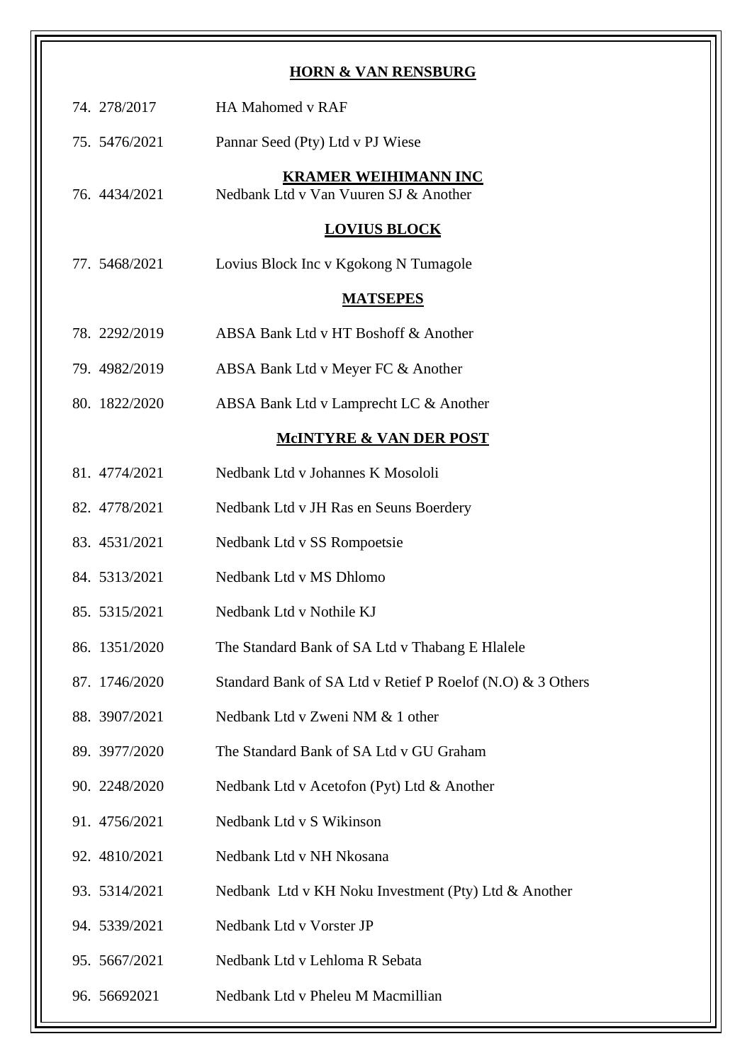**HORN & VAN RENSBURG**

74. 278/2017 HA Mahomed v RAF

75. 5476/2021 Pannar Seed (Pty) Ltd v PJ Wiese

**KRAMER WEIHIMANN INC**

76. 4434/2021 Nedbank Ltd v Van Vuuren SJ & Another

**LOVIUS BLOCK**

77. 5468/2021 Lovius Block Inc v Kgokong N Tumagole

**MATSEPES**

78. 2292/2019 ABSA Bank Ltd v HT Boshoff & Another

79. 4982/2019 ABSA Bank Ltd v Meyer FC & Another

80. 1822/2020 ABSA Bank Ltd v Lamprecht LC & Another

**McINTYRE & VAN DER POST**

81. 4774/2021 Nedbank Ltd v Johannes K Mosololi

82. 4778/2021 Nedbank Ltd v JH Ras en Seuns Boerdery

83. 4531/2021 Nedbank Ltd v SS Rompoetsie

84. 5313/2021 Nedbank Ltd v MS Dhlomo

85. 5315/2021 Nedbank Ltd v Nothile KJ

86. 1351/2020 The Standard Bank of SA Ltd v Thabang E Hlalele

87. 1746/2020 Standard Bank of SA Ltd v Retief P Roelof (N.O) & 3 Others

88. 3907/2021 Nedbank Ltd v Zweni NM & 1 other

89. 3977/2020 The Standard Bank of SA Ltd v GU Graham

90. 2248/2020 Nedbank Ltd v Acetofon (Pyt) Ltd & Another

91. 4756/2021 Nedbank Ltd v S Wikinson

92. 4810/2021 Nedbank Ltd v NH Nkosana

93. 5314/2021 Nedbank Ltd v KH Noku Investment (Pty) Ltd & Another

94. 5339/2021 Nedbank Ltd v Vorster JP

95. 5667/2021 Nedbank Ltd v Lehloma R Sebata

96. 56692021 Nedbank Ltd v Pheleu M Macmillian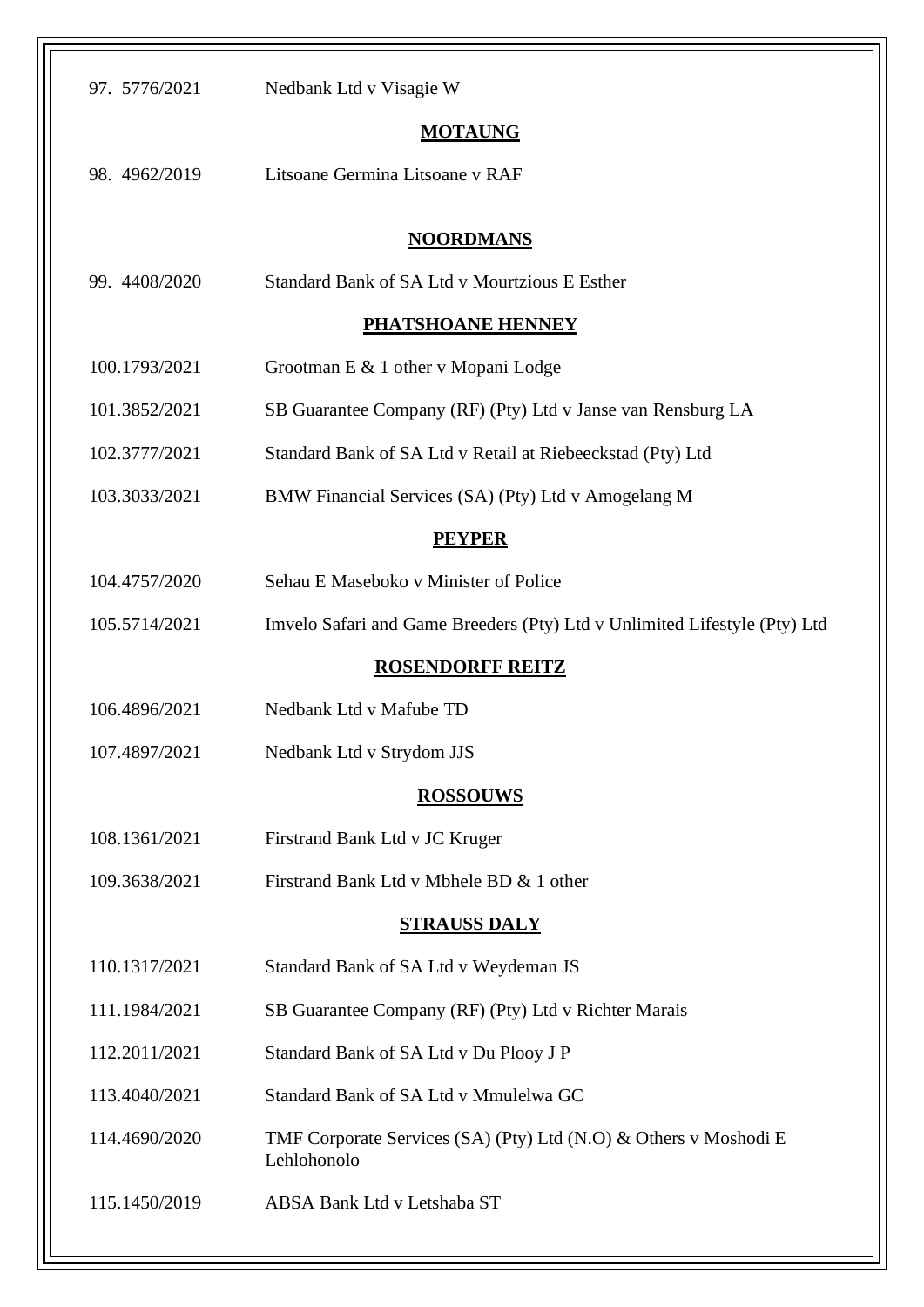97. 5776/2021 Nedbank Ltd v Visagie W

**MOTAUNG**

98. 4962/2019 Litsoane Germina Litsoane v RAF

**NOORDMANS**

99. 4408/2020 Standard Bank of SA Ltd v Mourtzious E Esther

**PHATSHOANE HENNEY**

100.1793/2021 Grootman E & 1 other v Mopani Lodge

101.3852/2021 SB Guarantee Company (RF) (Pty) Ltd v Janse van Rensburg LA

102.3777/2021 Standard Bank of SA Ltd v Retail at Riebeeckstad (Pty) Ltd

103.3033/2021 BMW Financial Services (SA) (Pty) Ltd v Amogelang M

**PEYPER**

104.4757/2020 Sehau E Maseboko v Minister of Police

105.5714/2021 Imvelo Safari and Game Breeders (Pty) Ltd v Unlimited Lifestyle (Pty) Ltd

**ROSENDORFF REITZ**

106.4896/2021 Nedbank Ltd v Mafube TD

107.4897/2021 Nedbank Ltd v Strydom JJS

**ROSSOUWS**

108.1361/2021 Firstrand Bank Ltd v JC Kruger

109.3638/2021 Firstrand Bank Ltd v Mbhele BD & 1 other

**STRAUSS DALY**

110.1317/2021 Standard Bank of SA Ltd v Weydeman JS

111.1984/2021 SB Guarantee Company (RF) (Pty) Ltd v Richter Marais

112.2011/2021 Standard Bank of SA Ltd v Du Plooy J P

113.4040/2021 Standard Bank of SA Ltd v Mmulelwa GC

114.4690/2020 TMF Corporate Services (SA) (Pty) Ltd (N.O) & Others v Moshodi E Lehlohonolo

115.1450/2019 ABSA Bank Ltd v Letshaba ST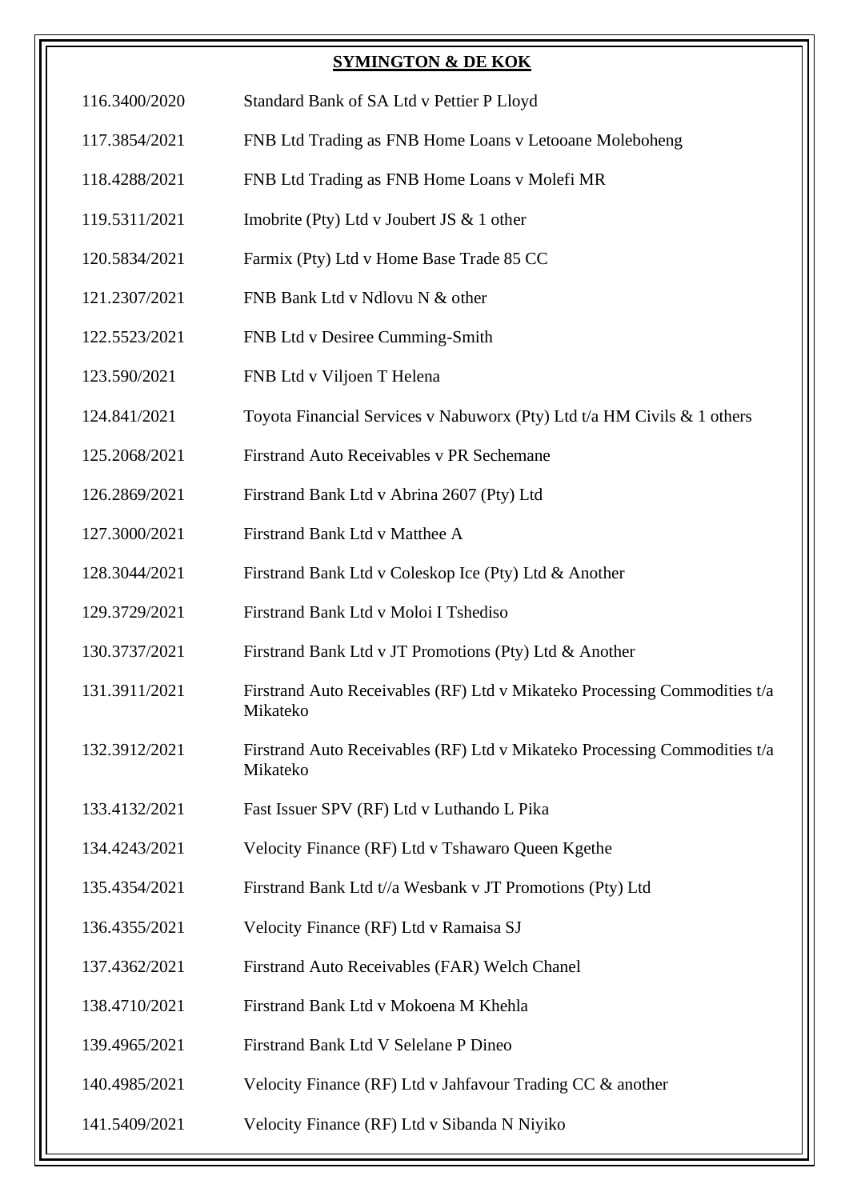**SYMINGTON & DE KOK**

| | |
|---|---|
| 116.3400/2020 | Standard Bank of SA Ltd v Pettier P Lloyd |
| 117.3854/2021 | FNB Ltd Trading as FNB Home Loans v Letooane Moleboheng |
| 118.4288/2021 | FNB Ltd Trading as FNB Home Loans v Molefi MR |
| 119.5311/2021 | Imobrite (Pty) Ltd v Joubert JS & 1 other |
| 120.5834/2021 | Farmix (Pty) Ltd v Home Base Trade 85 CC |
| 121.2307/2021 | FNB Bank Ltd v Ndlovu N & other |
| 122.5523/2021 | FNB Ltd v Desiree Cumming-Smith |
| 123.590/2021 | FNB Ltd v Viljoen T Helena |
| 124.841/2021 | Toyota Financial Services v Nabuworx (Pty) Ltd t/a HM Civils & 1 others |
| 125.2068/2021 | Firstrand Auto Receivables v PR Sechemane |
| 126.2869/2021 | Firstrand Bank Ltd v Abrina 2607 (Pty) Ltd |
| 127.3000/2021 | Firstrand Bank Ltd v Matthee A |
| 128.3044/2021 | Firstrand Bank Ltd v Coleskop Ice (Pty) Ltd & Another |
| 129.3729/2021 | Firstrand Bank Ltd v Moloi I Tshediso |
| 130.3737/2021 | Firstrand Bank Ltd v JT Promotions (Pty) Ltd & Another |
| 131.3911/2021 | Firstrand Auto Receivables (RF) Ltd v Mikateko Processing Commodities t/a Mikateko |
| 132.3912/2021 | Firstrand Auto Receivables (RF) Ltd v Mikateko Processing Commodities t/a Mikateko |
| 133.4132/2021 | Fast Issuer SPV (RF) Ltd v Luthando L Pika |
| 134.4243/2021 | Velocity Finance (RF) Ltd v Tshawaro Queen Kgethe |
| 135.4354/2021 | Firstrand Bank Ltd t//a Wesbank v JT Promotions (Pty) Ltd |
| 136.4355/2021 | Velocity Finance (RF) Ltd v Ramaisa SJ |
| 137.4362/2021 | Firstrand Auto Receivables (FAR) Welch Chanel |
| 138.4710/2021 | Firstrand Bank Ltd v Mokoena M Khehla |
| 139.4965/2021 | Firstrand Bank Ltd V Selelane P Dineo |
| 140.4985/2021 | Velocity Finance (RF) Ltd v Jahfavour Trading CC & another |
| 141.5409/2021 | Velocity Finance (RF) Ltd v Sibanda N Niyiko |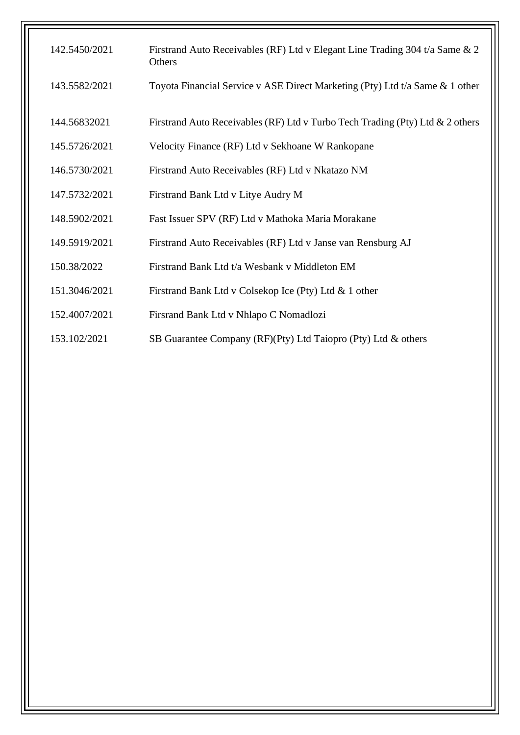| | |
|---|---|
| 142.5450/2021 | Firstrand Auto Receivables (RF) Ltd v Elegant Line Trading 304 t/a Same & 2 Others |
| 143.5582/2021 | Toyota Financial Service v ASE Direct Marketing (Pty) Ltd t/a Same & 1 other |
| 144.56832021 | Firstrand Auto Receivables (RF) Ltd v Turbo Tech Trading (Pty) Ltd & 2 others |
| 145.5726/2021 | Velocity Finance (RF) Ltd v Sekhoane W Rankopane |
| 146.5730/2021 | Firstrand Auto Receivables (RF) Ltd v Nkatazo NM |
| 147.5732/2021 | Firstrand Bank Ltd v Litye Audry M |
| 148.5902/2021 | Fast Issuer SPV (RF) Ltd v Mathoka Maria Morakane |
| 149.5919/2021 | Firstrand Auto Receivables (RF) Ltd v Janse van Rensburg AJ |
| 150.38/2022 | Firstrand Bank Ltd t/a Wesbank v Middleton EM |
| 151.3046/2021 | Firstrand Bank Ltd v Colsekop Ice (Pty) Ltd & 1 other |
| 152.4007/2021 | Firsrand Bank Ltd v Nhlapo C Nomadlozi |
| 153.102/2021 | SB Guarantee Company (RF)(Pty) Ltd Taiopro (Pty) Ltd & others |